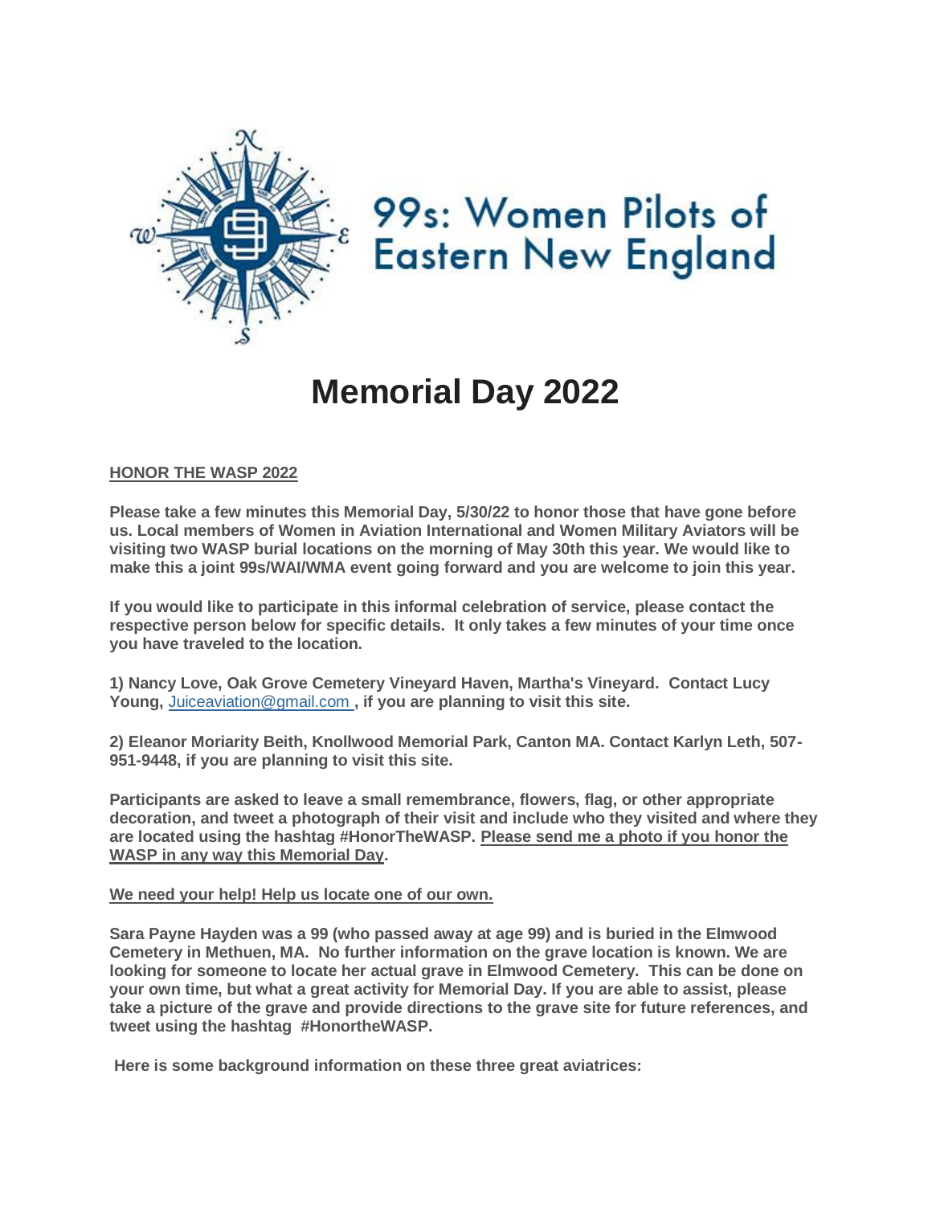99s: Women Pilots of Eastern New England

# Memorial Day 2022

**HONOR THE WASP 2022**

**Please take a few minutes this Memorial Day, 5/30/22 to honor those that have gone before us. Local members of Women in Aviation International and Women Military Aviators will be visiting two WASP burial locations on the morning of May 30th this year. We would like to make this a joint 99s/WAI/WMA event going forward and you are welcome to join this year.**

**If you would like to participate in this informal celebration of service, please contact the respective person below for specific details. It only takes a few minutes of your time once you have traveled to the location.**

**1) Nancy Love, Oak Grove Cemetery Vineyard Haven, Martha's Vineyard. Contact Lucy Young, Juiceaviation@gmail.com , if you are planning to visit this site.**

**2) Eleanor Moriarity Beith, Knollwood Memorial Park, Canton MA. Contact Karlyn Leth, 507-951-9448, if you are planning to visit this site.**

**Participants are asked to leave a small remembrance, flowers, flag, or other appropriate decoration, and tweet a photograph of their visit and include who they visited and where they are located using the hashtag #HonorTheWASP. Please send me a photo if you honor the WASP in any way this Memorial Day.**

**We need your help! Help us locate one of our own.**

**Sara Payne Hayden was a 99 (who passed away at age 99) and is buried in the Elmwood Cemetery in Methuen, MA. No further information on the grave location is known. We are looking for someone to locate her actual grave in Elmwood Cemetery. This can be done on your own time, but what a great activity for Memorial Day. If you are able to assist, please take a picture of the grave and provide directions to the grave site for future references, and tweet using the hashtag #HonortheWASP.**

**Here is some background information on these three great aviatrices:**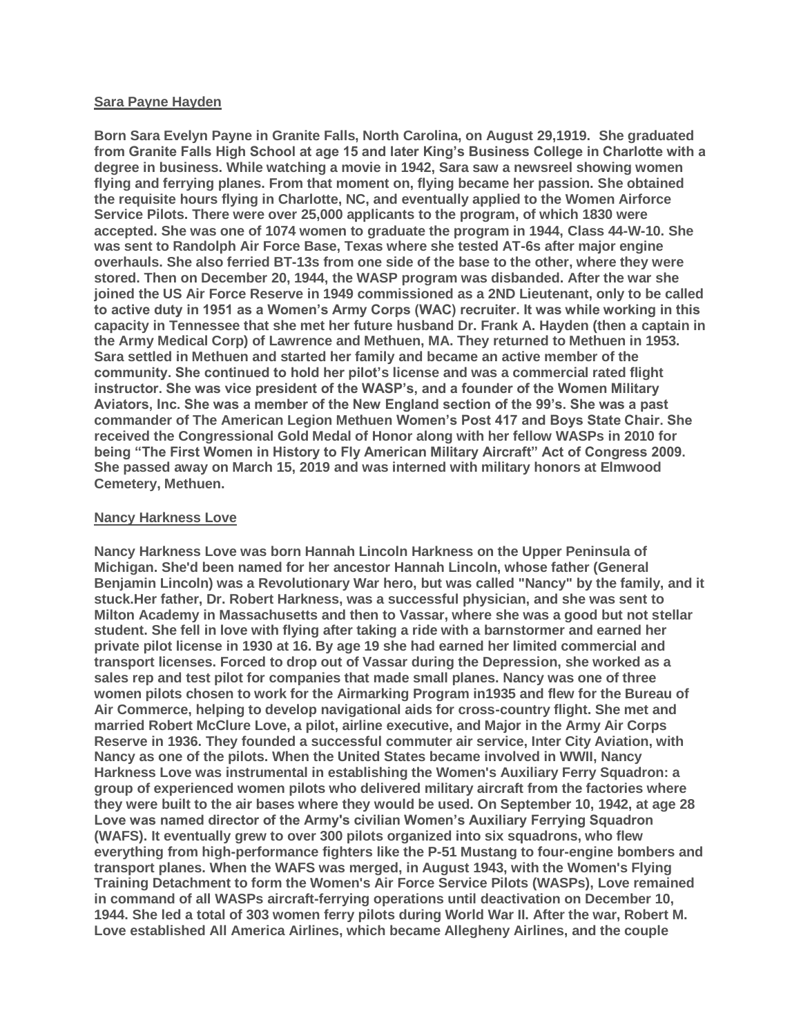**Sara Payne Hayden**

**Born Sara Evelyn Payne in Granite Falls, North Carolina, on August 29,1919. She graduated from Granite Falls High School at age 15 and later King's Business College in Charlotte with a degree in business. While watching a movie in 1942, Sara saw a newsreel showing women flying and ferrying planes. From that moment on, flying became her passion. She obtained the requisite hours flying in Charlotte, NC, and eventually applied to the Women Airforce Service Pilots. There were over 25,000 applicants to the program, of which 1830 were accepted. She was one of 1074 women to graduate the program in 1944, Class 44-W-10. She was sent to Randolph Air Force Base, Texas where she tested AT-6s after major engine overhauls. She also ferried BT-13s from one side of the base to the other, where they were stored. Then on December 20, 1944, the WASP program was disbanded. After the war she joined the US Air Force Reserve in 1949 commissioned as a 2ND Lieutenant, only to be called to active duty in 1951 as a Women's Army Corps (WAC) recruiter. It was while working in this capacity in Tennessee that she met her future husband Dr. Frank A. Hayden (then a captain in the Army Medical Corp) of Lawrence and Methuen, MA. They returned to Methuen in 1953. Sara settled in Methuen and started her family and became an active member of the community. She continued to hold her pilot's license and was a commercial rated flight instructor. She was vice president of the WASP's, and a founder of the Women Military Aviators, Inc. She was a member of the New England section of the 99's. She was a past commander of The American Legion Methuen Women's Post 417 and Boys State Chair. She received the Congressional Gold Medal of Honor along with her fellow WASPs in 2010 for being "The First Women in History to Fly American Military Aircraft" Act of Congress 2009. She passed away on March 15, 2019 and was interned with military honors at Elmwood Cemetery, Methuen.**

**Nancy Harkness Love**

**Nancy Harkness Love was born Hannah Lincoln Harkness on the Upper Peninsula of Michigan. She'd been named for her ancestor Hannah Lincoln, whose father (General Benjamin Lincoln) was a Revolutionary War hero, but was called "Nancy" by the family, and it stuck.Her father, Dr. Robert Harkness, was a successful physician, and she was sent to Milton Academy in Massachusetts and then to Vassar, where she was a good but not stellar student. She fell in love with flying after taking a ride with a barnstormer and earned her private pilot license in 1930 at 16. By age 19 she had earned her limited commercial and transport licenses. Forced to drop out of Vassar during the Depression, she worked as a sales rep and test pilot for companies that made small planes. Nancy was one of three women pilots chosen to work for the Airmarking Program in1935 and flew for the Bureau of Air Commerce, helping to develop navigational aids for cross-country flight. She met and married Robert McClure Love, a pilot, airline executive, and Major in the Army Air Corps Reserve in 1936. They founded a successful commuter air service, Inter City Aviation, with Nancy as one of the pilots. When the United States became involved in WWII, Nancy Harkness Love was instrumental in establishing the Women's Auxiliary Ferry Squadron: a group of experienced women pilots who delivered military aircraft from the factories where they were built to the air bases where they would be used. On September 10, 1942, at age 28 Love was named director of the Army's civilian Women's Auxiliary Ferrying Squadron (WAFS). It eventually grew to over 300 pilots organized into six squadrons, who flew everything from high-performance fighters like the P-51 Mustang to four-engine bombers and transport planes. When the WAFS was merged, in August 1943, with the Women's Flying Training Detachment to form the Women's Air Force Service Pilots (WASPs), Love remained in command of all WASPs aircraft-ferrying operations until deactivation on December 10, 1944. She led a total of 303 women ferry pilots during World War II. After the war, Robert M. Love established All America Airlines, which became Allegheny Airlines, and the couple**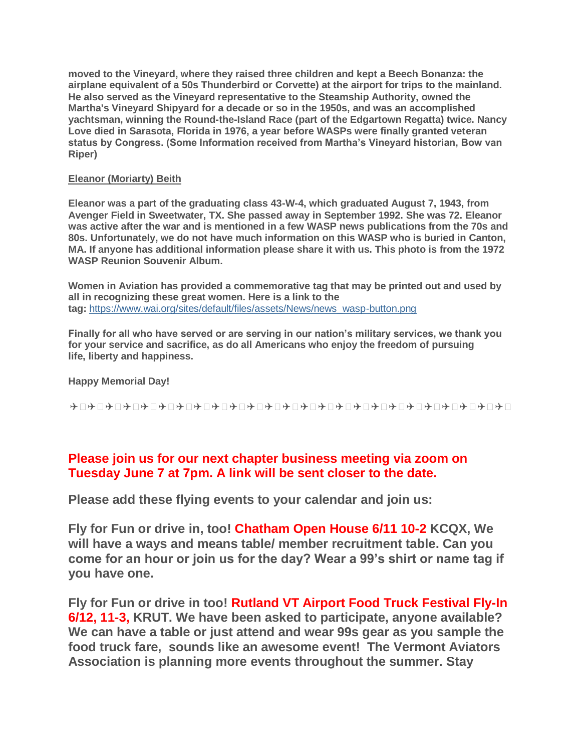**moved to the Vineyard, where they raised three children and kept a Beech Bonanza: the airplane equivalent of a 50s Thunderbird or Corvette) at the airport for trips to the mainland. He also served as the Vineyard representative to the Steamship Authority, owned the Martha's Vineyard Shipyard for a decade or so in the 1950s, and was an accomplished yachtsman, winning the Round-the-Island Race (part of the Edgartown Regatta) twice. Nancy Love died in Sarasota, Florida in 1976, a year before WASPs were finally granted veteran status by Congress. (Some Information received from Martha's Vineyard historian, Bow van Riper)**

**Eleanor (Moriarty) Beith**

**Eleanor was a part of the graduating class 43-W-4, which graduated August 7, 1943, from Avenger Field in Sweetwater, TX. She passed away in September 1992. She was 72. Eleanor was active after the war and is mentioned in a few WASP news publications from the 70s and 80s. Unfortunately, we do not have much information on this WASP who is buried in Canton, MA. If anyone has additional information please share it with us. This photo is from the 1972 WASP Reunion Souvenir Album.**

**Women in Aviation has provided a commemorative tag that may be printed out and used by all in recognizing these great women. Here is a link to the tag:** https://www.wai.org/sites/default/files/assets/News/news_wasp-button.png

**Finally for all who have served or are serving in our nation's military services, we thank you for your service and sacrifice, as do all Americans who enjoy the freedom of pursuing life, liberty and happiness.**

**Happy Memorial Day!**

✈□✈□✈□✈□✈□✈□✈□✈□✈□✈□✈□✈□✈□✈□✈□✈□✈□✈□✈□✈□✈□✈□✈□✈□✈□✈□✈□✈□

**Please join us for our next chapter business meeting via zoom on Tuesday June 7 at 7pm. A link will be sent closer to the date.**

**Please add these flying events to your calendar and join us:**

**Fly for Fun or drive in, too! Chatham Open House 6/11 10-2 KCQX, We will have a ways and means table/ member recruitment table. Can you come for an hour or join us for the day? Wear a 99's shirt or name tag if you have one.**

**Fly for Fun or drive in too! Rutland VT Airport Food Truck Festival Fly-In 6/12, 11-3, KRUT. We have been asked to participate, anyone available? We can have a table or just attend and wear 99s gear as you sample the food truck fare, sounds like an awesome event! The Vermont Aviators Association is planning more events throughout the summer. Stay**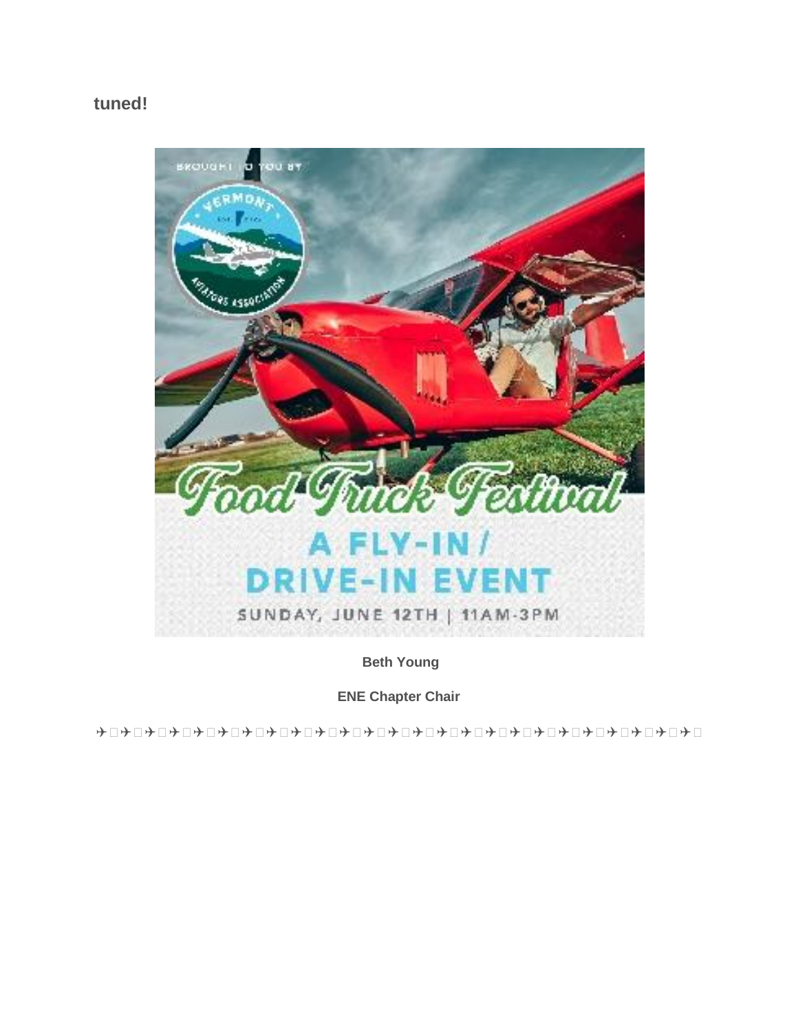**tuned!**

BROUGHT TO YOU BY

VERMONT AVIATORS ASSOCIATION

Food Truck Festival

A FLY-IN / DRIVE-IN EVENT

SUNDAY, JUNE 12TH | 11AM-3PM

**Beth Young**

**ENE Chapter Chair**

✈ ✈ ✈ ✈ ✈ ✈ ✈ ✈ ✈ ✈ ✈ ✈ ✈ ✈ ✈ ✈ ✈ ✈ ✈ ✈ ✈ ✈ ✈ ✈ ✈ ✈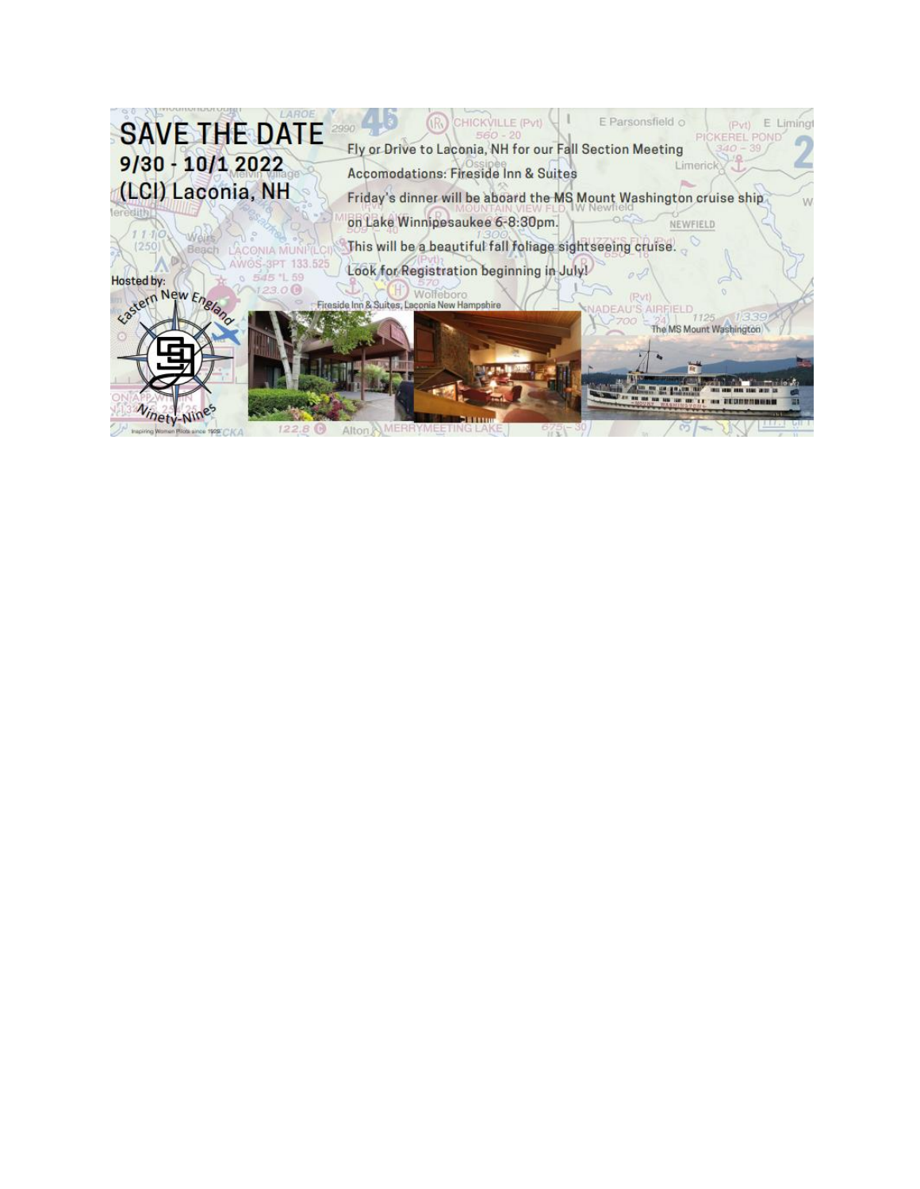# SAVE THE DATE

## 9/30 - 10/1 2022

## (LCI) Laconia, NH

Fly or Drive to Laconia, NH for our Fall Section Meeting

Accomodations: Fireside Inn & Suites

Friday's dinner will be aboard the MS Mount Washington cruise ship on Lake Winnipesaukee 6-8:30pm.

This will be a beautiful fall foliage sightseeing cruise.

Look for Registration beginning in July!

Hosted by:

Eastern New England Ninety-Nines

Inspiring Women Pilots since 1929

Fireside Inn & Suites, Laconia New Hampshire

The MS Mount Washington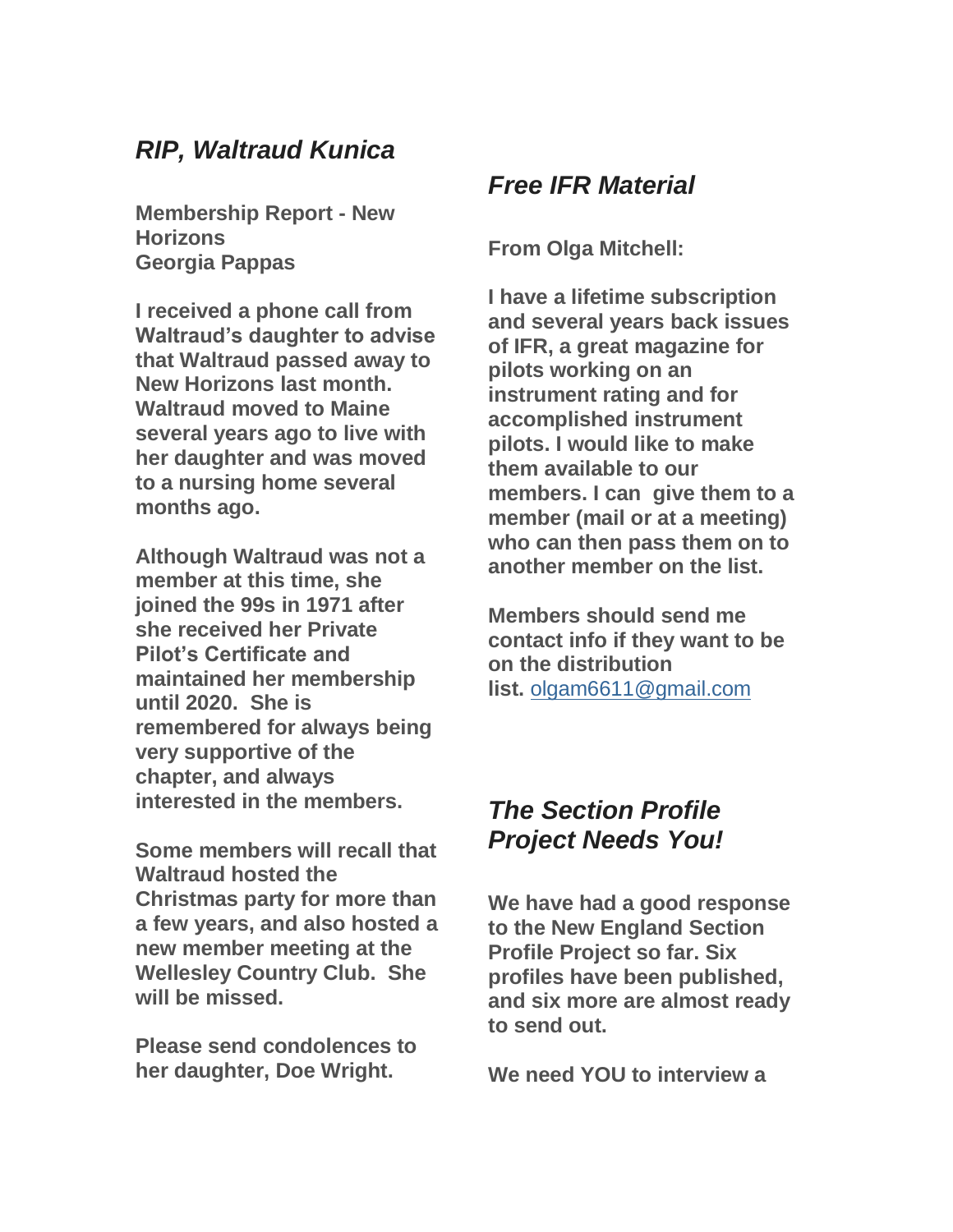## *RIP, Waltraud Kunica*

**Membership Report - New Horizons**
**Georgia Pappas**

**I received a phone call from Waltraud's daughter to advise that Waltraud passed away to New Horizons last month. Waltraud moved to Maine several years ago to live with her daughter and was moved to a nursing home several months ago.**

**Although Waltraud was not a member at this time, she joined the 99s in 1971 after she received her Private Pilot's Certificate and maintained her membership until 2020. She is remembered for always being very supportive of the chapter, and always interested in the members.**

**Some members will recall that Waltraud hosted the Christmas party for more than a few years, and also hosted a new member meeting at the Wellesley Country Club. She will be missed.**

**Please send condolences to her daughter, Doe Wright.**

## *Free IFR Material*

**From Olga Mitchell:**

**I have a lifetime subscription and several years back issues of IFR, a great magazine for pilots working on an instrument rating and for accomplished instrument pilots. I would like to make them available to our members. I can give them to a member (mail or at a meeting) who can then pass them on to another member on the list.**

**Members should send me contact info if they want to be on the distribution list.** olgam6611@gmail.com

## *The Section Profile Project Needs You!*

**We have had a good response to the New England Section Profile Project so far. Six profiles have been published, and six more are almost ready to send out.**

**We need YOU to interview a**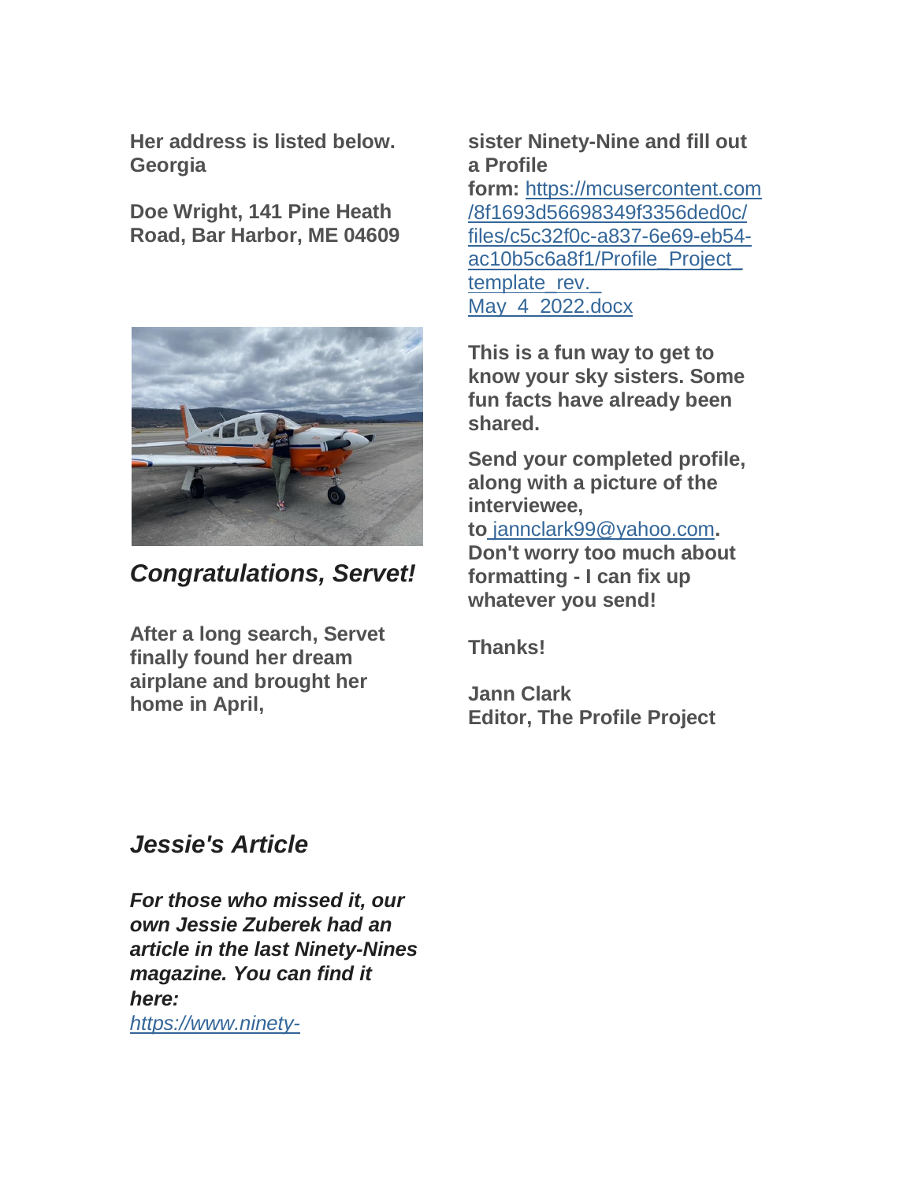**Her address is listed below. Georgia**

**Doe Wright, 141 Pine Heath Road, Bar Harbor, ME 04609**

### *Congratulations, Servet!*

**After a long search, Servet finally found her dream airplane and brought her home in April,**

**sister Ninety-Nine and fill out a Profile form:** https://mcusercontent.com/8f1693d56698349f3356ded0c/files/c5c32f0c-a837-6e69-eb54-ac10b5c6a8f1/Profile_Project_template_rev._May_4_2022.docx

**This is a fun way to get to know your sky sisters. Some fun facts have already been shared.**

**Send your completed profile, along with a picture of the interviewee, to** jannclark99@yahoo.com**. Don't worry too much about formatting - I can fix up whatever you send!**

**Thanks!**

**Jann Clark**
**Editor, The Profile Project**

### *Jessie's Article*

***For those who missed it, our own Jessie Zuberek had an article in the last Ninety-Nines magazine. You can find it here:***
*https://www.ninety-*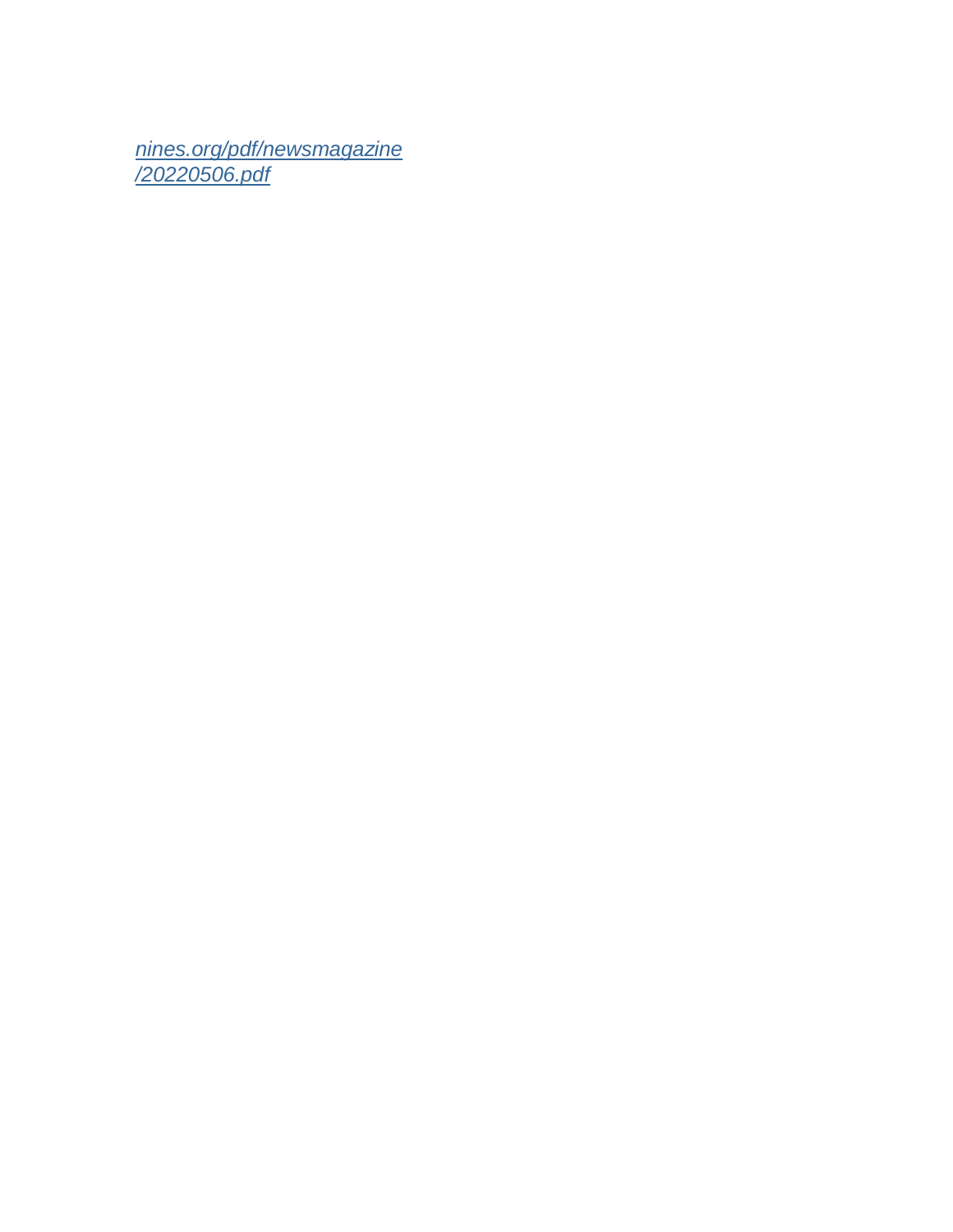*[nines.org/pdf/newsmagazine/20220506.pdf](nines.org/pdf/newsmagazine/20220506.pdf)*